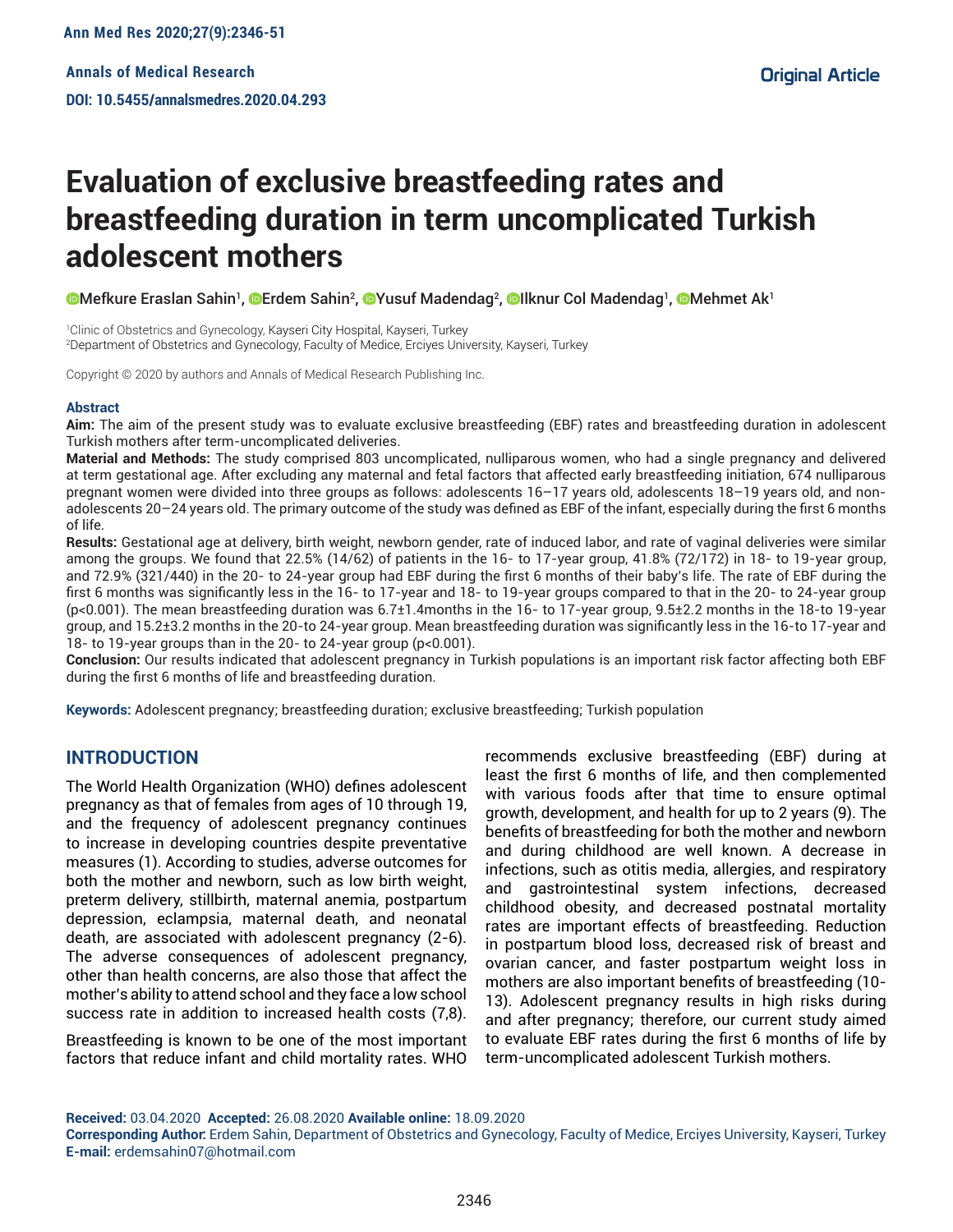**Annals of Medical Research**

**DOI: 10.5455/annalsmedres.2020.04.293**

**Original Article**

# Evaluation of exclusive breastfeeding rates and breastfeeding duration in term uncomplicated Turkish adolescent mothers

**Mefkure Eraslan Sahin[1], Erdem Sahin[2], Yusuf Madendag[2], Ilknur Col Madendag[1], Mehmet Ak[1]**

[1]Clinic of Obstetrics and Gynecology, Kayseri City Hospital, Kayseri, Turkey
[2]Department of Obstetrics and Gynecology, Faculty of Medice, Erciyes University, Kayseri, Turkey

Copyright © 2020 by authors and Annals of Medical Research Publishing Inc.

## Abstract

**Aim:** The aim of the present study was to evaluate exclusive breastfeeding (EBF) rates and breastfeeding duration in adolescent Turkish mothers after term-uncomplicated deliveries.

**Material and Methods:** The study comprised 803 uncomplicated, nulliparous women, who had a single pregnancy and delivered at term gestational age. After excluding any maternal and fetal factors that affected early breastfeeding initiation, 674 nulliparous pregnant women were divided into three groups as follows: adolescents 16–17 years old, adolescents 18–19 years old, and non-adolescents 20–24 years old. The primary outcome of the study was defined as EBF of the infant, especially during the first 6 months of life.

**Results:** Gestational age at delivery, birth weight, newborn gender, rate of induced labor, and rate of vaginal deliveries were similar among the groups. We found that 22.5% (14/62) of patients in the 16- to 17-year group, 41.8% (72/172) in 18- to 19-year group, and 72.9% (321/440) in the 20- to 24-year group had EBF during the first 6 months of their baby's life. The rate of EBF during the first 6 months was significantly less in the 16- to 17-year and 18- to 19-year groups compared to that in the 20- to 24-year group ($p<0.001$). The mean breastfeeding duration was 6.7±1.4months in the 16- to 17-year group, 9.5±2.2 months in the 18-to 19-year group, and 15.2±3.2 months in the 20-to 24-year group. Mean breastfeeding duration was significantly less in the 16-to 17-year and 18- to 19-year groups than in the 20- to 24-year group ($p<0.001$).

**Conclusion:** Our results indicated that adolescent pregnancy in Turkish populations is an important risk factor affecting both EBF during the first 6 months of life and breastfeeding duration.

**Keywords:** Adolescent pregnancy; breastfeeding duration; exclusive breastfeeding; Turkish population

## INTRODUCTION

The World Health Organization (WHO) defines adolescent pregnancy as that of females from ages of 10 through 19, and the frequency of adolescent pregnancy continues to increase in developing countries despite preventative measures (1). According to studies, adverse outcomes for both the mother and newborn, such as low birth weight, preterm delivery, stillbirth, maternal anemia, postpartum depression, eclampsia, maternal death, and neonatal death, are associated with adolescent pregnancy (2-6). The adverse consequences of adolescent pregnancy, other than health concerns, are also those that affect the mother's ability to attend school and they face a low school success rate in addition to increased health costs (7,8).

Breastfeeding is known to be one of the most important factors that reduce infant and child mortality rates. WHO recommends exclusive breastfeeding (EBF) during at least the first 6 months of life, and then complemented with various foods after that time to ensure optimal growth, development, and health for up to 2 years (9). The benefits of breastfeeding for both the mother and newborn and during childhood are well known. A decrease in infections, such as otitis media, allergies, and respiratory and gastrointestinal system infections, decreased childhood obesity, and decreased postnatal mortality rates are important effects of breastfeeding. Reduction in postpartum blood loss, decreased risk of breast and ovarian cancer, and faster postpartum weight loss in mothers are also important benefits of breastfeeding (10-13). Adolescent pregnancy results in high risks during and after pregnancy; therefore, our current study aimed to evaluate EBF rates during the first 6 months of life by term-uncomplicated adolescent Turkish mothers.

**Received:** 03.04.2020 **Accepted:** 26.08.2020 **Available online:** 18.09.2020
**Corresponding Author:** Erdem Sahin, Department of Obstetrics and Gynecology, Faculty of Medice, Erciyes University, Kayseri, Turkey
**E-mail:** erdemsahin07@hotmail.com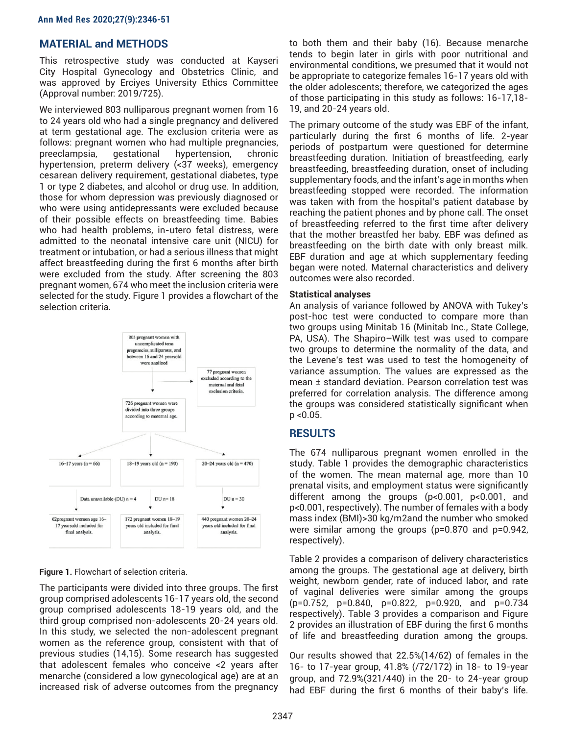## MATERIAL and METHODS

This retrospective study was conducted at Kayseri City Hospital Gynecology and Obstetrics Clinic, and was approved by Erciyes University Ethics Committee (Approval number: 2019/725).

We interviewed 803 nulliparous pregnant women from 16 to 24 years old who had a single pregnancy and delivered at term gestational age. The exclusion criteria were as follows: pregnant women who had multiple pregnancies, preeclampsia, gestational hypertension, chronic hypertension, preterm delivery (<37 weeks), emergency cesarean delivery requirement, gestational diabetes, type 1 or type 2 diabetes, and alcohol or drug use. In addition, those for whom depression was previously diagnosed or who were using antidepressants were excluded because of their possible effects on breastfeeding time. Babies who had health problems, in-utero fetal distress, were admitted to the neonatal intensive care unit (NICU) for treatment or intubation, or had a serious illness that might affect breastfeeding during the first 6 months after birth were excluded from the study. After screening the 803 pregnant women, 674 who meet the inclusion criteria were selected for the study. Figure 1 provides a flowchart of the selection criteria.

**Figure 1.** Flowchart of selection criteria.

The participants were divided into three groups. The first group comprised adolescents 16-17 years old, the second group comprised adolescents 18-19 years old, and the third group comprised non-adolescents 20-24 years old. In this study, we selected the non-adolescent pregnant women as the reference group, consistent with that of previous studies (14,15). Some research has suggested that adolescent females who conceive <2 years after menarche (considered a low gynecological age) are at an increased risk of adverse outcomes from the pregnancy to both them and their baby (16). Because menarche tends to begin later in girls with poor nutritional and environmental conditions, we presumed that it would not be appropriate to categorize females 16-17 years old with the older adolescents; therefore, we categorized the ages of those participating in this study as follows: 16-17,18-19, and 20-24 years old.

The primary outcome of the study was EBF of the infant, particularly during the first 6 months of life. 2-year periods of postpartum were questioned for determine breastfeeding duration. Initiation of breastfeeding, early breastfeeding, breastfeeding duration, onset of including supplementary foods, and the infant's age in months when breastfeeding stopped were recorded. The information was taken with from the hospital's patient database by reaching the patient phones and by phone call. The onset of breastfeeding referred to the first time after delivery that the mother breastfed her baby. EBF was defined as breastfeeding on the birth date with only breast milk. EBF duration and age at which supplementary feeding began were noted. Maternal characteristics and delivery outcomes were also recorded.

### Statistical analyses

An analysis of variance followed by ANOVA with Tukey's post-hoc test were conducted to compare more than two groups using Minitab 16 (Minitab Inc., State College, PA, USA). The Shapiro–Wilk test was used to compare two groups to determine the normality of the data, and the Levene's test was used to test the homogeneity of variance assumption. The values are expressed as the mean ± standard deviation. Pearson correlation test was preferred for correlation analysis. The difference among the groups was considered statistically significant when p <0.05.

## RESULTS

The 674 nulliparous pregnant women enrolled in the study. Table 1 provides the demographic characteristics of the women. The mean maternal age, more than 10 prenatal visits, and employment status were significantly different among the groups (p<0.001, p<0.001, and p<0.001, respectively). The number of females with a body mass index (BMI)>30 kg/m2and the number who smoked were similar among the groups (p=0.870 and p=0.942, respectively).

Table 2 provides a comparison of delivery characteristics among the groups. The gestational age at delivery, birth weight, newborn gender, rate of induced labor, and rate of vaginal deliveries were similar among the groups (p=0.752, p=0.840, p=0.822, p=0.920, and p=0.734 respectively). Table 3 provides a comparison and Figure 2 provides an illustration of EBF during the first 6 months of life and breastfeeding duration among the groups.

Our results showed that 22.5%(14/62) of females in the 16- to 17-year group, 41.8% (/72/172) in 18- to 19-year group, and 72.9%(321/440) in the 20- to 24-year group had EBF during the first 6 months of their baby's life.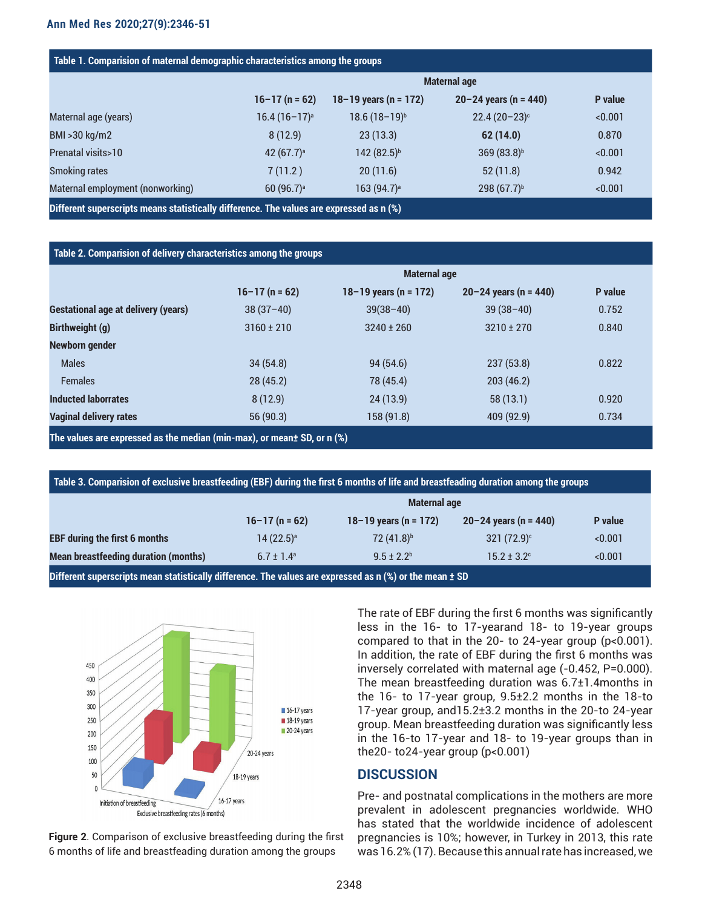**Table 1. Comparision of maternal demographic characteristics among the groups**

| | Maternal age | | | |
|---|---|---|---|---|
| | 16–17 (n = 62) | 18–19 years (n = 172) | 20–24 years (n = 440) | P value |
| Maternal age (years) | 16.4 (16–17)[a] | 18.6 (18–19)[b] | 22.4 (20–23)[c] | <0.001 |
| BMI >30 kg/m2 | 8 (12.9) | 23 (13.3) | **62 (14.0)** | 0.870 |
| Prenatal visits>10 | 42 (67.7)[a] | 142 (82.5)[b] | 369 (83.8)[b] | <0.001 |
| Smoking rates | 7 (11.2 ) | 20 (11.6) | 52 (11.8) | 0.942 |
| Maternal employment (nonworking) | 60 (96.7)[a] | 163 (94.7)[a] | 298 (67.7)[b] | <0.001 |

Different superscripts means statistically difference. The values are expressed as n (%)

**Table 2. Comparision of delivery characteristics among the groups**

| | Maternal age | | | |
|---|---|---|---|---|
| | 16–17 (n = 62) | 18–19 years (n = 172) | 20–24 years (n = 440) | P value |
| **Gestational age at delivery (years)** | 38 (37–40) | 39(38–40) | 39 (38–40) | 0.752 |
| **Birthweight (g)** | 3160 ± 210 | 3240 ± 260 | 3210 ± 270 | 0.840 |
| **Newborn gender** | | | | |
| Males | 34 (54.8) | 94 (54.6) | 237 (53.8) | 0.822 |
| Females | 28 (45.2) | 78 (45.4) | 203 (46.2) | |
| **Inducted laborrates** | 8 (12.9) | 24 (13.9) | 58 (13.1) | 0.920 |
| **Vaginal delivery rates** | 56 (90.3) | 158 (91.8) | 409 (92.9) | 0.734 |

The values are expressed as the median (min-max), or mean± SD, or n (%)

**Table 3. Comparision of exclusive breastfeeding (EBF) during the first 6 months of life and breastfeading duration among the groups**

| | Maternal age | | | |
|---|---|---|---|---|
| | 16–17 (n = 62) | 18–19 years (n = 172) | 20–24 years (n = 440) | P value |
| **EBF during the first 6 months** | 14 (22.5)[a] | 72 (41.8)[b] | 321 (72.9)[c] | <0.001 |
| **Mean breastfeeding duration (months)** | 6.7 ± 1.4[a] | 9.5 ± 2.2[b] | 15.2 ± 3.2[c] | <0.001 |

Different superscripts mean statistically difference. The values are expressed as n (%) or the mean ± SD

450
400
350
300
250
200
150
100
50
0
Initiation of breastfeeding
Exclusive breastfeeding rates (6 months)
16-17 years
18-19 years
20-24 years

**Figure 2**. Comparison of exclusive breastfeeding during the first 6 months of life and breastfeeding duration among the groups

The rate of EBF during the first 6 months was significantly less in the 16- to 17-yearand 18- to 19-year groups compared to that in the 20- to 24-year group (p<0.001). In addition, the rate of EBF during the first 6 months was inversely correlated with maternal age (-0.452, P=0.000). The mean breastfeeding duration was 6.7±1.4months in the 16- to 17-year group, 9.5±2.2 months in the 18-to 17-year group, and15.2±3.2 months in the 20-to 24-year group. Mean breastfeeding duration was significantly less in the 16-to 17-year and 18- to 19-year groups than in the20- to24-year group (p<0.001)

## DISCUSSION

Pre- and postnatal complications in the mothers are more prevalent in adolescent pregnancies worldwide. WHO has stated that the worldwide incidence of adolescent pregnancies is 10%; however, in Turkey in 2013, this rate was 16.2% (17). Because this annual rate has increased, we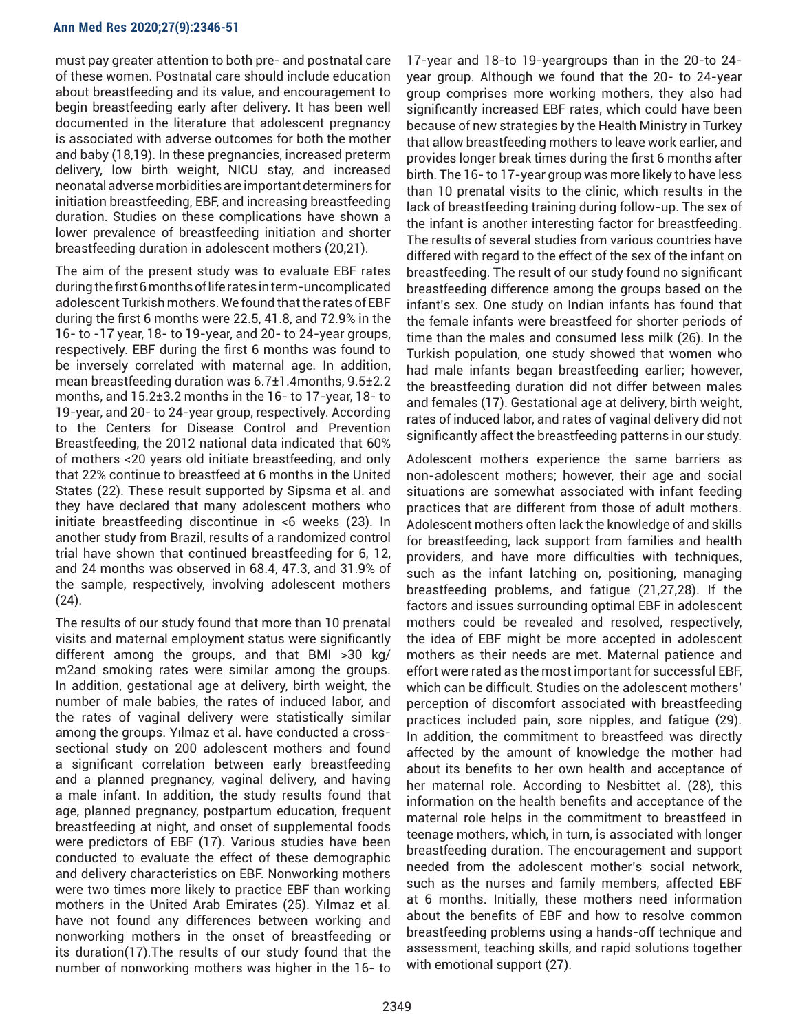must pay greater attention to both pre- and postnatal care of these women. Postnatal care should include education about breastfeeding and its value, and encouragement to begin breastfeeding early after delivery. It has been well documented in the literature that adolescent pregnancy is associated with adverse outcomes for both the mother and baby (18,19). In these pregnancies, increased preterm delivery, low birth weight, NICU stay, and increased neonatal adverse morbidities are important determiners for initiation breastfeeding, EBF, and increasing breastfeeding duration. Studies on these complications have shown a lower prevalence of breastfeeding initiation and shorter breastfeeding duration in adolescent mothers (20,21).

The aim of the present study was to evaluate EBF rates during the first 6 months of life rates in term-uncomplicated adolescent Turkish mothers. We found that the rates of EBF during the first 6 months were 22.5, 41.8, and 72.9% in the 16- to -17 year, 18- to 19-year, and 20- to 24-year groups, respectively. EBF during the first 6 months was found to be inversely correlated with maternal age. In addition, mean breastfeeding duration was 6.7±1.4months, 9.5±2.2 months, and 15.2±3.2 months in the 16- to 17-year, 18- to 19-year, and 20- to 24-year group, respectively. According to the Centers for Disease Control and Prevention Breastfeeding, the 2012 national data indicated that 60% of mothers <20 years old initiate breastfeeding, and only that 22% continue to breastfeed at 6 months in the United States (22). These result supported by Sipsma et al. and they have declared that many adolescent mothers who initiate breastfeeding discontinue in <6 weeks (23). In another study from Brazil, results of a randomized control trial have shown that continued breastfeeding for 6, 12, and 24 months was observed in 68.4, 47.3, and 31.9% of the sample, respectively, involving adolescent mothers (24).

The results of our study found that more than 10 prenatal visits and maternal employment status were significantly different among the groups, and that BMI >30 kg/m2and smoking rates were similar among the groups. In addition, gestational age at delivery, birth weight, the number of male babies, the rates of induced labor, and the rates of vaginal delivery were statistically similar among the groups. Yılmaz et al. have conducted a cross-sectional study on 200 adolescent mothers and found a significant correlation between early breastfeeding and a planned pregnancy, vaginal delivery, and having a male infant. In addition, the study results found that age, planned pregnancy, postpartum education, frequent breastfeeding at night, and onset of supplemental foods were predictors of EBF (17). Various studies have been conducted to evaluate the effect of these demographic and delivery characteristics on EBF. Nonworking mothers were two times more likely to practice EBF than working mothers in the United Arab Emirates (25). Yılmaz et al. have not found any differences between working and nonworking mothers in the onset of breastfeeding or its duration(17).The results of our study found that the number of nonworking mothers was higher in the 16- to 17-year and 18-to 19-yeargroups than in the 20-to 24-year group. Although we found that the 20- to 24-year group comprises more working mothers, they also had significantly increased EBF rates, which could have been because of new strategies by the Health Ministry in Turkey that allow breastfeeding mothers to leave work earlier, and provides longer break times during the first 6 months after birth. The 16- to 17-year group was more likely to have less than 10 prenatal visits to the clinic, which results in the lack of breastfeeding training during follow-up. The sex of the infant is another interesting factor for breastfeeding. The results of several studies from various countries have differed with regard to the effect of the sex of the infant on breastfeeding. The result of our study found no significant breastfeeding difference among the groups based on the infant's sex. One study on Indian infants has found that the female infants were breastfeed for shorter periods of time than the males and consumed less milk (26). In the Turkish population, one study showed that women who had male infants began breastfeeding earlier; however, the breastfeeding duration did not differ between males and females (17). Gestational age at delivery, birth weight, rates of induced labor, and rates of vaginal delivery did not significantly affect the breastfeeding patterns in our study.

Adolescent mothers experience the same barriers as non-adolescent mothers; however, their age and social situations are somewhat associated with infant feeding practices that are different from those of adult mothers. Adolescent mothers often lack the knowledge of and skills for breastfeeding, lack support from families and health providers, and have more difficulties with techniques, such as the infant latching on, positioning, managing breastfeeding problems, and fatigue (21,27,28). If the factors and issues surrounding optimal EBF in adolescent mothers could be revealed and resolved, respectively, the idea of EBF might be more accepted in adolescent mothers as their needs are met. Maternal patience and effort were rated as the most important for successful EBF, which can be difficult. Studies on the adolescent mothers' perception of discomfort associated with breastfeeding practices included pain, sore nipples, and fatigue (29). In addition, the commitment to breastfeed was directly affected by the amount of knowledge the mother had about its benefits to her own health and acceptance of her maternal role. According to Nesbittet al. (28), this information on the health benefits and acceptance of the maternal role helps in the commitment to breastfeed in teenage mothers, which, in turn, is associated with longer breastfeeding duration. The encouragement and support needed from the adolescent mother's social network, such as the nurses and family members, affected EBF at 6 months. Initially, these mothers need information about the benefits of EBF and how to resolve common breastfeeding problems using a hands-off technique and assessment, teaching skills, and rapid solutions together with emotional support (27).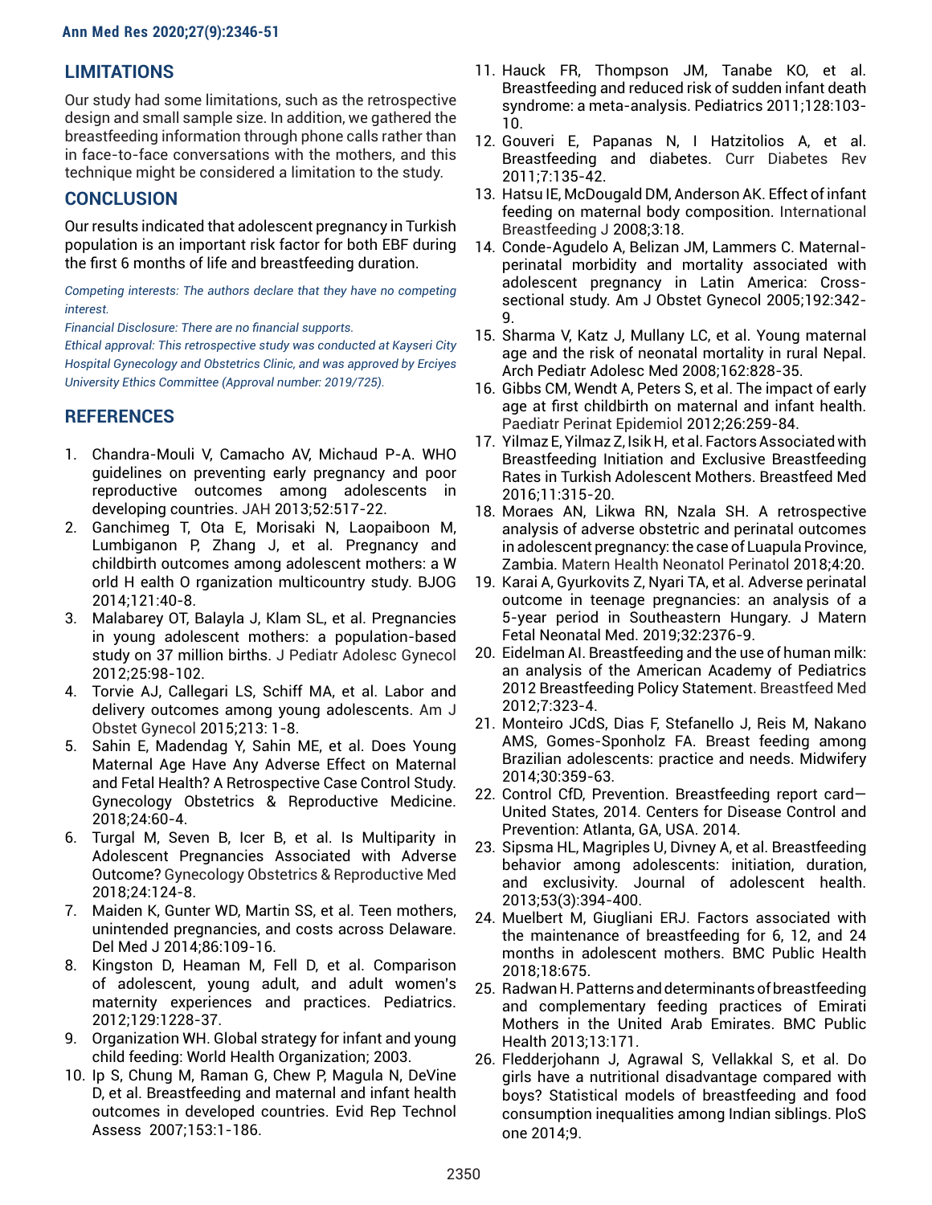## LIMITATIONS

Our study had some limitations, such as the retrospective design and small sample size. In addition, we gathered the breastfeeding information through phone calls rather than in face-to-face conversations with the mothers, and this technique might be considered a limitation to the study.

## CONCLUSION

Our results indicated that adolescent pregnancy in Turkish population is an important risk factor for both EBF during the first 6 months of life and breastfeeding duration.

*Competing interests: The authors declare that they have no competing interest.*

*Financial Disclosure: There are no financial supports.*

*Ethical approval: This retrospective study was conducted at Kayseri City Hospital Gynecology and Obstetrics Clinic, and was approved by Erciyes University Ethics Committee (Approval number: 2019/725).*

## REFERENCES

1. Chandra-Mouli V, Camacho AV, Michaud P-A. WHO guidelines on preventing early pregnancy and poor reproductive outcomes among adolescents in developing countries. JAH 2013;52:517-22.
2. Ganchimeg T, Ota E, Morisaki N, Laopaiboon M, Lumbiganon P, Zhang J, et al. Pregnancy and childbirth outcomes among adolescent mothers: a W orld H ealth O rganization multicountry study. BJOG 2014;121:40-8.
3. Malabarey OT, Balayla J, Klam SL, et al. Pregnancies in young adolescent mothers: a population-based study on 37 million births. J Pediatr Adolesc Gynecol 2012;25:98-102.
4. Torvie AJ, Callegari LS, Schiff MA, et al. Labor and delivery outcomes among young adolescents. Am J Obstet Gynecol 2015;213: 1-8.
5. Sahin E, Madendag Y, Sahin ME, et al. Does Young Maternal Age Have Any Adverse Effect on Maternal and Fetal Health? A Retrospective Case Control Study. Gynecology Obstetrics & Reproductive Medicine. 2018;24:60-4.
6. Turgal M, Seven B, Icer B, et al. Is Multiparity in Adolescent Pregnancies Associated with Adverse Outcome? Gynecology Obstetrics & Reproductive Med 2018;24:124-8.
7. Maiden K, Gunter WD, Martin SS, et al. Teen mothers, unintended pregnancies, and costs across Delaware. Del Med J 2014;86:109-16.
8. Kingston D, Heaman M, Fell D, et al. Comparison of adolescent, young adult, and adult women's maternity experiences and practices. Pediatrics. 2012;129:1228-37.
9. Organization WH. Global strategy for infant and young child feeding: World Health Organization; 2003.
10. Ip S, Chung M, Raman G, Chew P, Magula N, DeVine D, et al. Breastfeeding and maternal and infant health outcomes in developed countries. Evid Rep Technol Assess 2007;153:1-186.
11. Hauck FR, Thompson JM, Tanabe KO, et al. Breastfeeding and reduced risk of sudden infant death syndrome: a meta-analysis. Pediatrics 2011;128:103-10.
12. Gouveri E, Papanas N, I Hatzitolios A, et al. Breastfeeding and diabetes. Curr Diabetes Rev 2011;7:135-42.
13. Hatsu IE, McDougald DM, Anderson AK. Effect of infant feeding on maternal body composition. International Breastfeeding J 2008;3:18.
14. Conde-Agudelo A, Belizan JM, Lammers C. Maternal-perinatal morbidity and mortality associated with adolescent pregnancy in Latin America: Cross-sectional study. Am J Obstet Gynecol 2005;192:342-9.
15. Sharma V, Katz J, Mullany LC, et al. Young maternal age and the risk of neonatal mortality in rural Nepal. Arch Pediatr Adolesc Med 2008;162:828-35.
16. Gibbs CM, Wendt A, Peters S, et al. The impact of early age at first childbirth on maternal and infant health. Paediatr Perinat Epidemiol 2012;26:259-84.
17. Yilmaz E, Yilmaz Z, Isik H, et al. Factors Associated with Breastfeeding Initiation and Exclusive Breastfeeding Rates in Turkish Adolescent Mothers. Breastfeed Med 2016;11:315-20.
18. Moraes AN, Likwa RN, Nzala SH. A retrospective analysis of adverse obstetric and perinatal outcomes in adolescent pregnancy: the case of Luapula Province, Zambia. Matern Health Neonatol Perinatol 2018;4:20.
19. Karai A, Gyurkovits Z, Nyari TA, et al. Adverse perinatal outcome in teenage pregnancies: an analysis of a 5-year period in Southeastern Hungary. J Matern Fetal Neonatal Med. 2019;32:2376-9.
20. Eidelman AI. Breastfeeding and the use of human milk: an analysis of the American Academy of Pediatrics 2012 Breastfeeding Policy Statement. Breastfeed Med 2012;7:323-4.
21. Monteiro JCdS, Dias F, Stefanello J, Reis M, Nakano AMS, Gomes-Sponholz FA. Breast feeding among Brazilian adolescents: practice and needs. Midwifery 2014;30:359-63.
22. Control CfD, Prevention. Breastfeeding report card—United States, 2014. Centers for Disease Control and Prevention: Atlanta, GA, USA. 2014.
23. Sipsma HL, Magriples U, Divney A, et al. Breastfeeding behavior among adolescents: initiation, duration, and exclusivity. Journal of adolescent health. 2013;53(3):394-400.
24. Muelbert M, Giugliani ERJ. Factors associated with the maintenance of breastfeeding for 6, 12, and 24 months in adolescent mothers. BMC Public Health 2018;18:675.
25. Radwan H. Patterns and determinants of breastfeeding and complementary feeding practices of Emirati Mothers in the United Arab Emirates. BMC Public Health 2013;13:171.
26. Fledderjohann J, Agrawal S, Vellakkal S, et al. Do girls have a nutritional disadvantage compared with boys? Statistical models of breastfeeding and food consumption inequalities among Indian siblings. PloS one 2014;9.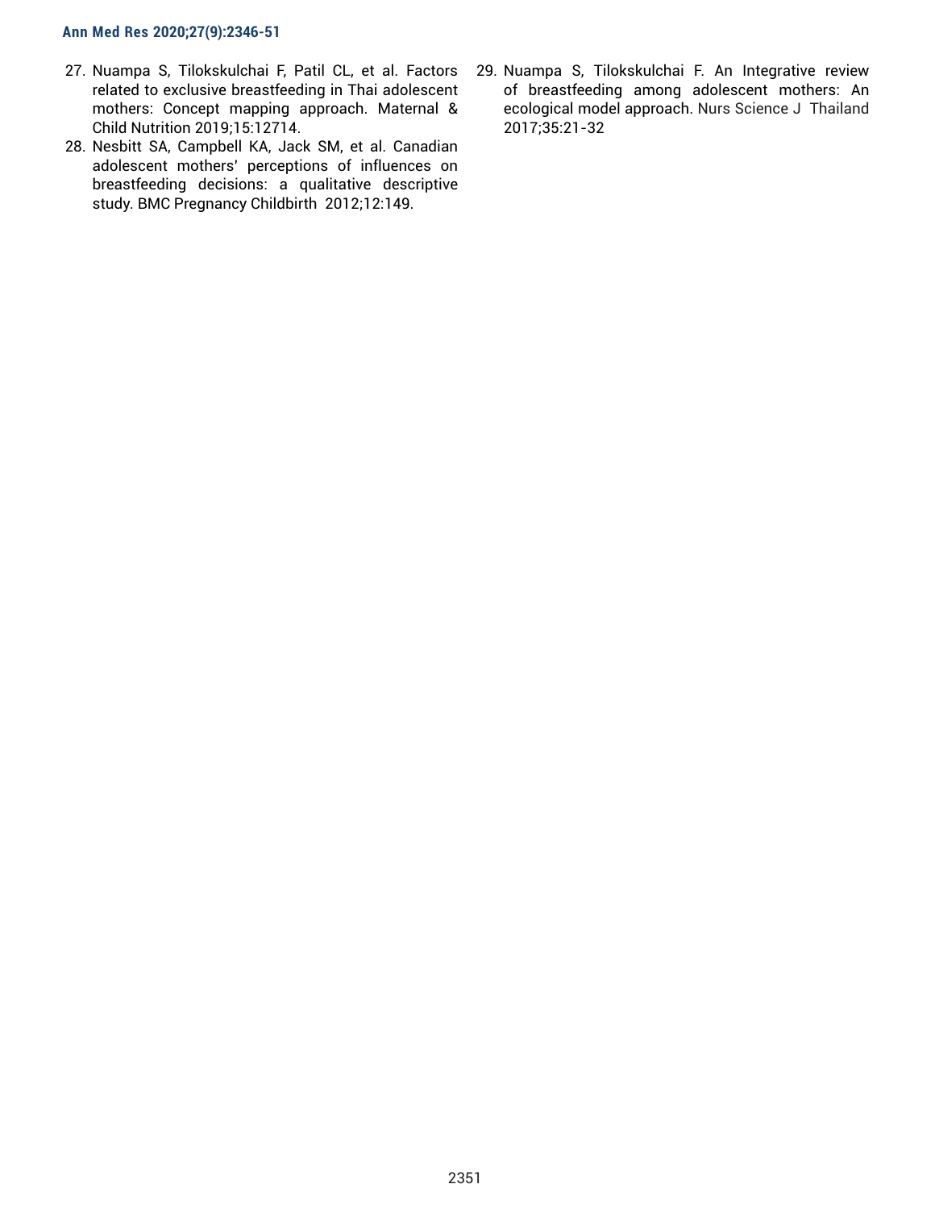27. Nuampa S, Tilokskulchai F, Patil CL, et al. Factors related to exclusive breastfeeding in Thai adolescent mothers: Concept mapping approach. Maternal & Child Nutrition 2019;15:12714.
28. Nesbitt SA, Campbell KA, Jack SM, et al. Canadian adolescent mothers' perceptions of influences on breastfeeding decisions: a qualitative descriptive study. BMC Pregnancy Childbirth 2012;12:149.
29. Nuampa S, Tilokskulchai F. An Integrative review of breastfeeding among adolescent mothers: An ecological model approach. Nurs Science J Thailand 2017;35:21-32